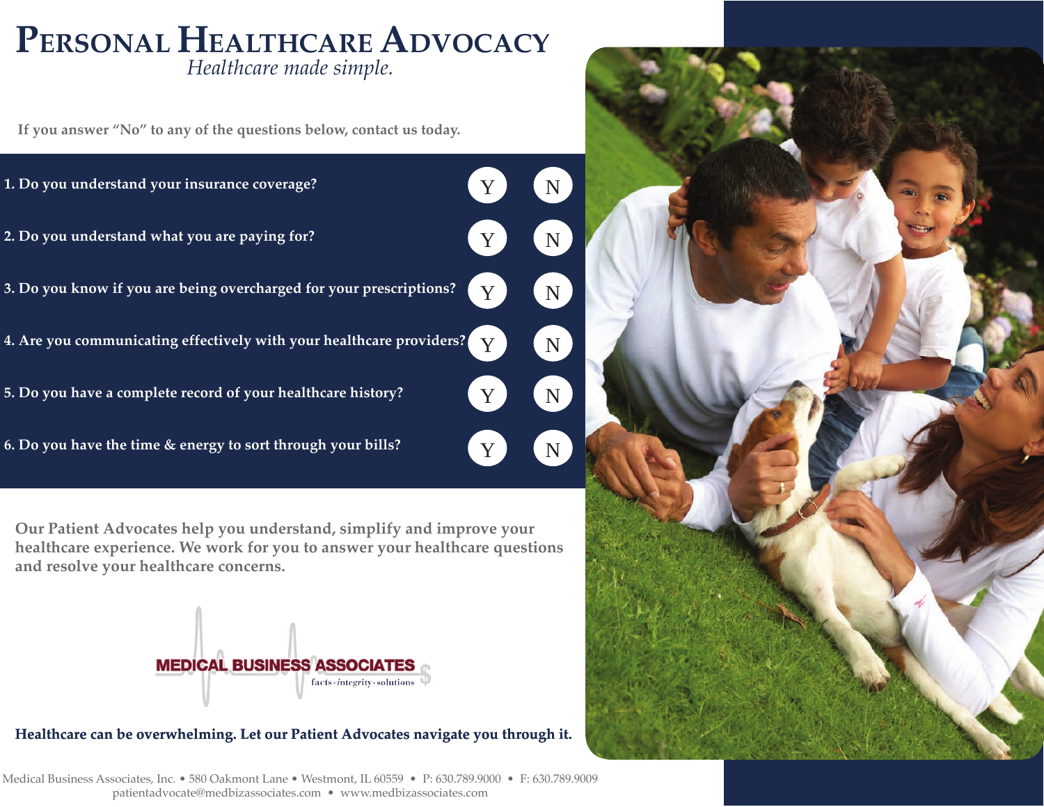# Personal Healthcare Advocacy

*Healthcare made simple.*

**If you answer "No" to any of the questions below, contact us today.**

| Question | | |
|---|---|---|
| **1. Do you understand your insurance coverage?** | Y | N |
| **2. Do you understand what you are paying for?** | Y | N |
| **3. Do you know if you are being overcharged for your prescriptions?** | Y | N |
| **4. Are you communicating effectively with your healthcare providers?** | Y | N |
| **5. Do you have a complete record of your healthcare history?** | Y | N |
| **6. Do you have the time & energy to sort through your bills?** | Y | N |

**Our Patient Advocates help you understand, simplify and improve your healthcare experience. We work for you to answer your healthcare questions and resolve your healthcare concerns.**

MEDICAL BUSINESS ASSOCIATES

facts · integrity · solutions

**Healthcare can be overwhelming. Let our Patient Advocates navigate you through it.**

Medical Business Associates, Inc. • 580 Oakmont Lane • Westmont, IL 60559 • P: 630.789.9000 • F: 630.789.9009
patientadvocate@medbizassociates.com • www.medbizassociates.com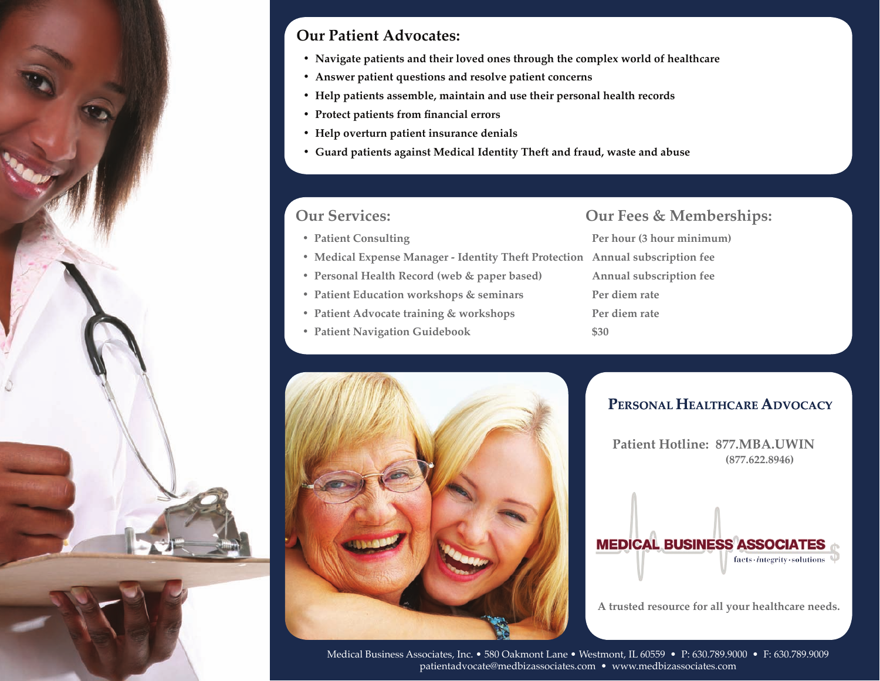## Our Patient Advocates:

- Navigate patients and their loved ones through the complex world of healthcare
- Answer patient questions and resolve patient concerns
- Help patients assemble, maintain and use their personal health records
- Protect patients from financial errors
- Help overturn patient insurance denials
- Guard patients against Medical Identity Theft and fraud, waste and abuse

| Our Services: | Our Fees & Memberships: |
| --- | --- |
| Patient Consulting | Per hour (3 hour minimum) |
| Medical Expense Manager - Identity Theft Protection | Annual subscription fee |
| Personal Health Record (web & paper based) | Annual subscription fee |
| Patient Education workshops & seminars | Per diem rate |
| Patient Advocate training & workshops | Per diem rate |
| Patient Navigation Guidebook | $30 |

## Personal Healthcare Advocacy

**Patient Hotline: 877.MBA.UWIN**
(877.622.8946)

MEDICAL BUSINESS ASSOCIATES
facts · integrity · solutions

A trusted resource for all your healthcare needs.

Medical Business Associates, Inc. • 580 Oakmont Lane • Westmont, IL 60559 • P: 630.789.9000 • F: 630.789.9009
patientadvocate@medbizassociates.com • www.medbizassociates.com